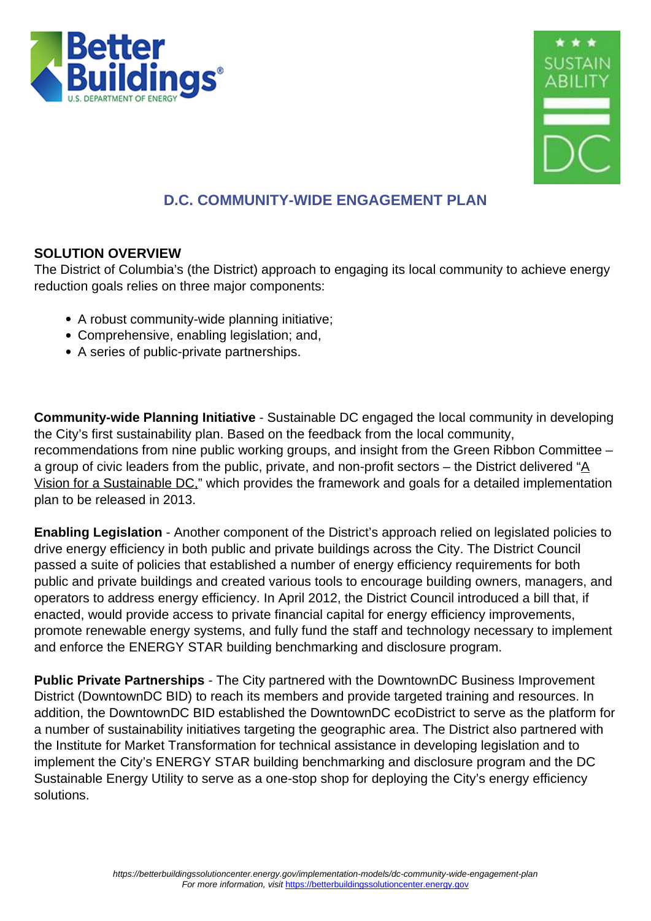# D.C. COMMUNITY-WIDE ENGAGEMENT PLAN

## SOLUTION OVERVIEW

The District of Columbia's (the District) approach to engaging its local community to achieve energy reduction goals relies on three major components:

- A robust community-wide planning initiative;
- Comprehensive, enabling legislation; and,
- A series of public-private partnerships.

**Community-wide Planning Initiative** - Sustainable DC engaged the local community in developing the City's first sustainability plan. Based on the feedback from the local community, recommendations from nine public working groups, and insight from the Green Ribbon Committee – a group of civic leaders from the public, private, and non-profit sectors – the District delivered "A Vision for a Sustainable DC," which provides the framework and goals for a detailed implementation plan to be released in 2013.

**Enabling Legislation** - Another component of the District's approach relied on legislated policies to drive energy efficiency in both public and private buildings across the City. The District Council passed a suite of policies that established a number of energy efficiency requirements for both public and private buildings and created various tools to encourage building owners, managers, and operators to address energy efficiency. In April 2012, the District Council introduced a bill that, if enacted, would provide access to private financial capital for energy efficiency improvements, promote renewable energy systems, and fully fund the staff and technology necessary to implement and enforce the ENERGY STAR building benchmarking and disclosure program.

**Public Private Partnerships** - The City partnered with the DowntownDC Business Improvement District (DowntownDC BID) to reach its members and provide targeted training and resources. In addition, the DowntownDC BID established the DowntownDC ecoDistrict to serve as the platform for a number of sustainability initiatives targeting the geographic area. The District also partnered with the Institute for Market Transformation for technical assistance in developing legislation and to implement the City's ENERGY STAR building benchmarking and disclosure program and the DC Sustainable Energy Utility to serve as a one-stop shop for deploying the City's energy efficiency solutions.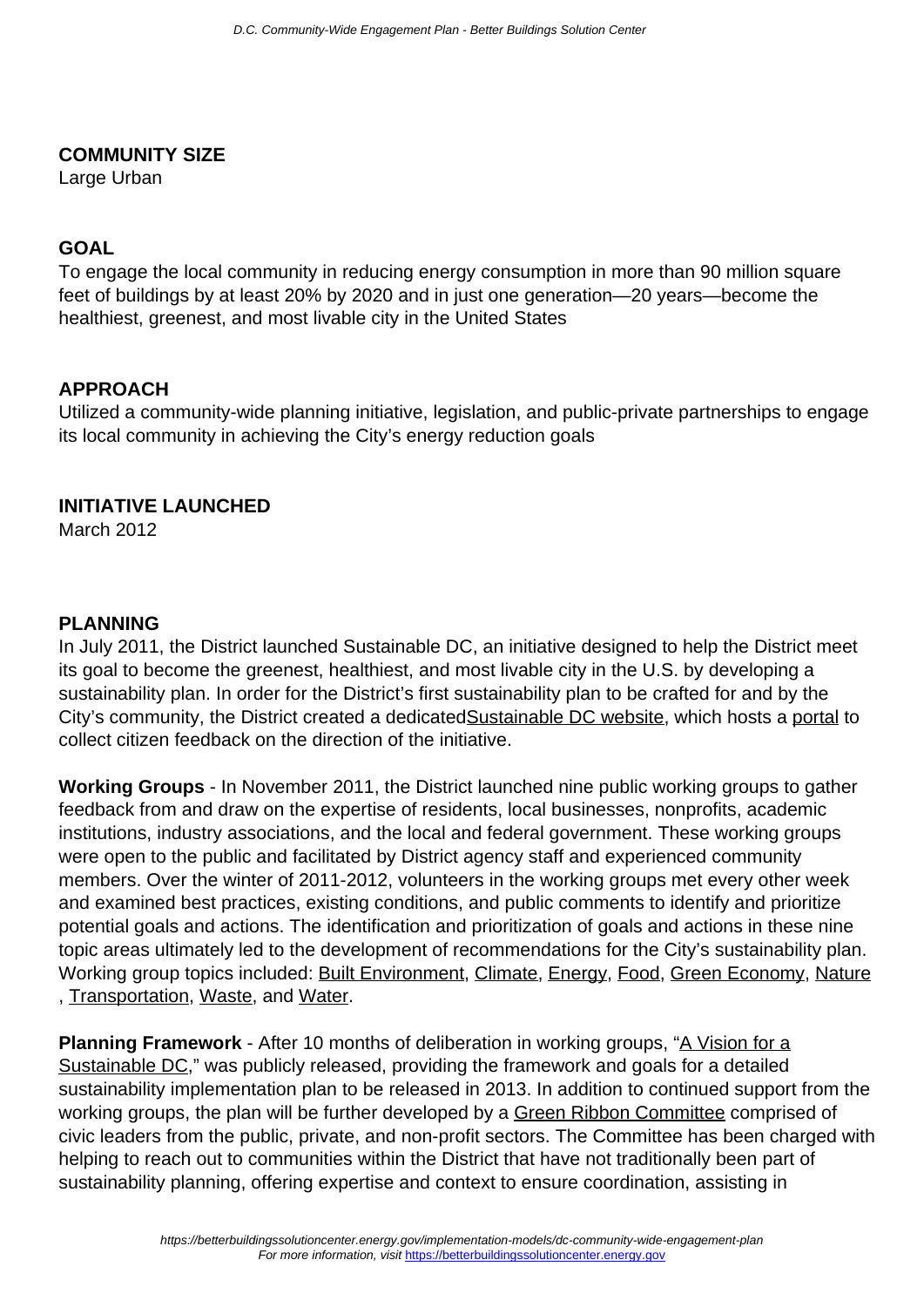## COMMUNITY SIZE

Large Urban

## GOAL

To engage the local community in reducing energy consumption in more than 90 million square feet of buildings by at least 20% by 2020 and in just one generation—20 years—become the healthiest, greenest, and most livable city in the United States

## APPROACH

Utilized a community-wide planning initiative, legislation, and public-private partnerships to engage its local community in achieving the City's energy reduction goals

## INITIATIVE LAUNCHED

March 2012

## PLANNING

In July 2011, the District launched Sustainable DC, an initiative designed to help the District meet its goal to become the greenest, healthiest, and most livable city in the U.S. by developing a sustainability plan. In order for the District's first sustainability plan to be crafted for and by the City's community, the District created a dedicatedSustainable DC website, which hosts a portal to collect citizen feedback on the direction of the initiative.

**Working Groups** - In November 2011, the District launched nine public working groups to gather feedback from and draw on the expertise of residents, local businesses, nonprofits, academic institutions, industry associations, and the local and federal government. These working groups were open to the public and facilitated by District agency staff and experienced community members. Over the winter of 2011-2012, volunteers in the working groups met every other week and examined best practices, existing conditions, and public comments to identify and prioritize potential goals and actions. The identification and prioritization of goals and actions in these nine topic areas ultimately led to the development of recommendations for the City's sustainability plan. Working group topics included: Built Environment, Climate, Energy, Food, Green Economy, Nature, Transportation, Waste, and Water.

**Planning Framework** - After 10 months of deliberation in working groups, "A Vision for a Sustainable DC," was publicly released, providing the framework and goals for a detailed sustainability implementation plan to be released in 2013. In addition to continued support from the working groups, the plan will be further developed by a Green Ribbon Committee comprised of civic leaders from the public, private, and non-profit sectors. The Committee has been charged with helping to reach out to communities within the District that have not traditionally been part of sustainability planning, offering expertise and context to ensure coordination, assisting in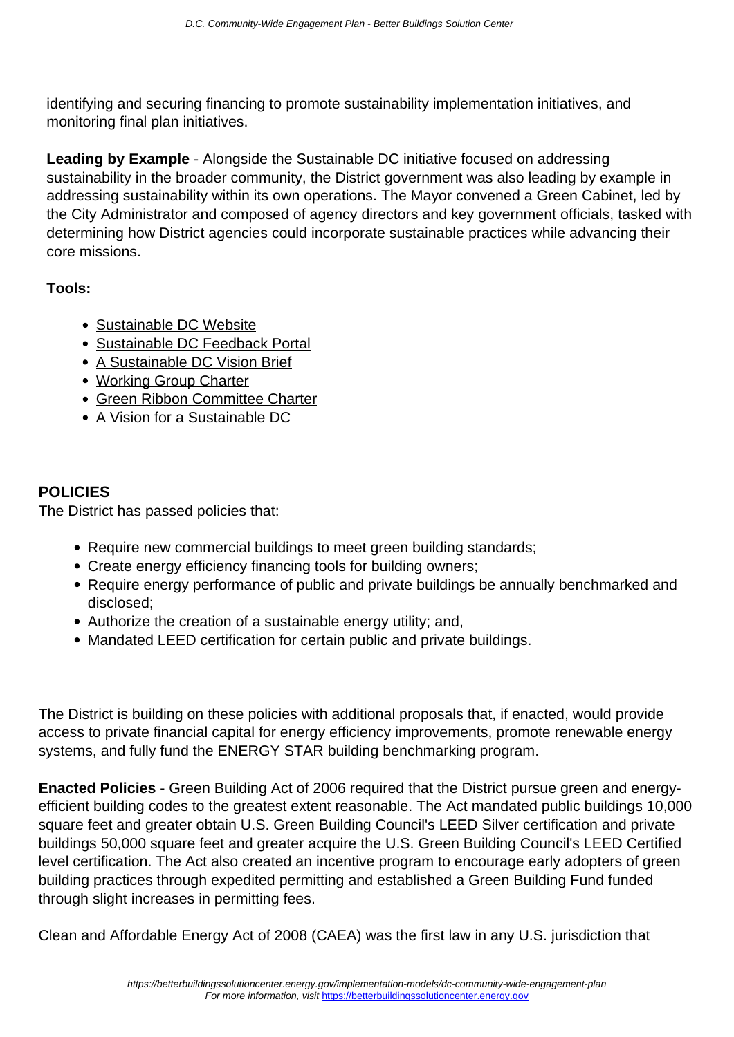identifying and securing financing to promote sustainability implementation initiatives, and monitoring final plan initiatives.

**Leading by Example** - Alongside the Sustainable DC initiative focused on addressing sustainability in the broader community, the District government was also leading by example in addressing sustainability within its own operations. The Mayor convened a Green Cabinet, led by the City Administrator and composed of agency directors and key government officials, tasked with determining how District agencies could incorporate sustainable practices while advancing their core missions.

**Tools:**

- Sustainable DC Website
- Sustainable DC Feedback Portal
- A Sustainable DC Vision Brief
- Working Group Charter
- Green Ribbon Committee Charter
- A Vision for a Sustainable DC

## POLICIES

The District has passed policies that:

- Require new commercial buildings to meet green building standards;
- Create energy efficiency financing tools for building owners;
- Require energy performance of public and private buildings be annually benchmarked and disclosed;
- Authorize the creation of a sustainable energy utility; and,
- Mandated LEED certification for certain public and private buildings.

The District is building on these policies with additional proposals that, if enacted, would provide access to private financial capital for energy efficiency improvements, promote renewable energy systems, and fully fund the ENERGY STAR building benchmarking program.

**Enacted Policies** - Green Building Act of 2006 required that the District pursue green and energy-efficient building codes to the greatest extent reasonable. The Act mandated public buildings 10,000 square feet and greater obtain U.S. Green Building Council's LEED Silver certification and private buildings 50,000 square feet and greater acquire the U.S. Green Building Council's LEED Certified level certification. The Act also created an incentive program to encourage early adopters of green building practices through expedited permitting and established a Green Building Fund funded through slight increases in permitting fees.

Clean and Affordable Energy Act of 2008 (CAEA) was the first law in any U.S. jurisdiction that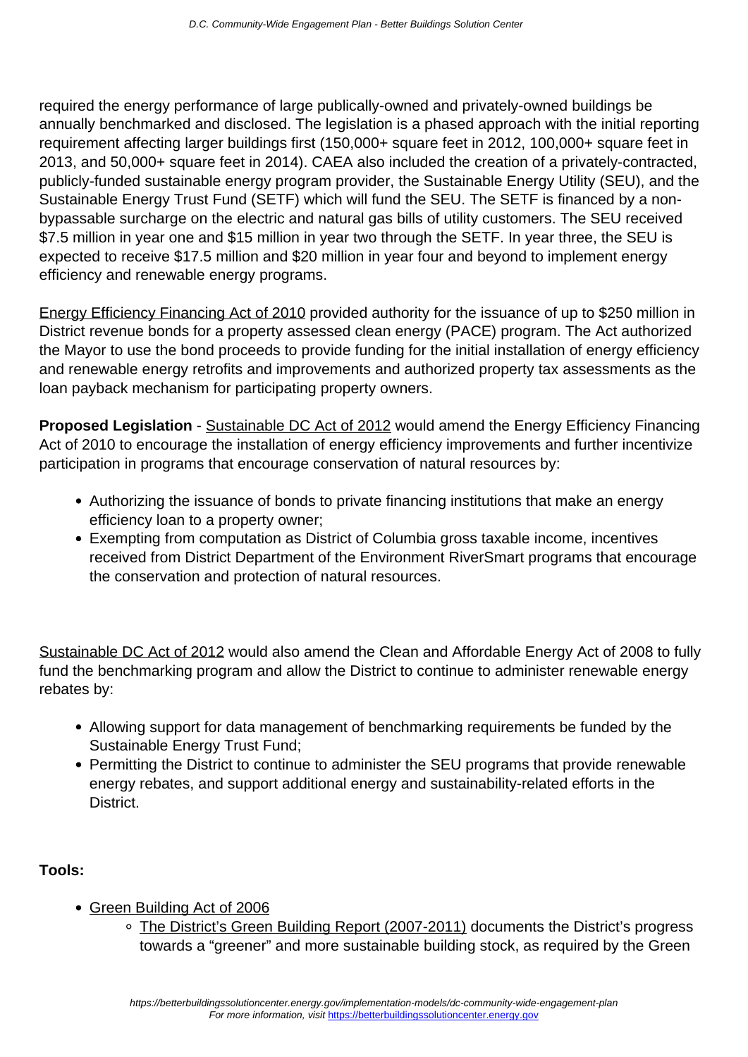required the energy performance of large publically-owned and privately-owned buildings be annually benchmarked and disclosed. The legislation is a phased approach with the initial reporting requirement affecting larger buildings first (150,000+ square feet in 2012, 100,000+ square feet in 2013, and 50,000+ square feet in 2014). CAEA also included the creation of a privately-contracted, publicly-funded sustainable energy program provider, the Sustainable Energy Utility (SEU), and the Sustainable Energy Trust Fund (SETF) which will fund the SEU. The SETF is financed by a non-bypassable surcharge on the electric and natural gas bills of utility customers. The SEU received $7.5 million in year one and $15 million in year two through the SETF. In year three, the SEU is expected to receive $17.5 million and $20 million in year four and beyond to implement energy efficiency and renewable energy programs.

Energy Efficiency Financing Act of 2010 provided authority for the issuance of up to $250 million in District revenue bonds for a property assessed clean energy (PACE) program. The Act authorized the Mayor to use the bond proceeds to provide funding for the initial installation of energy efficiency and renewable energy retrofits and improvements and authorized property tax assessments as the loan payback mechanism for participating property owners.

**Proposed Legislation** - Sustainable DC Act of 2012 would amend the Energy Efficiency Financing Act of 2010 to encourage the installation of energy efficiency improvements and further incentivize participation in programs that encourage conservation of natural resources by:

- Authorizing the issuance of bonds to private financing institutions that make an energy efficiency loan to a property owner;
- Exempting from computation as District of Columbia gross taxable income, incentives received from District Department of the Environment RiverSmart programs that encourage the conservation and protection of natural resources.

Sustainable DC Act of 2012 would also amend the Clean and Affordable Energy Act of 2008 to fully fund the benchmarking program and allow the District to continue to administer renewable energy rebates by:

- Allowing support for data management of benchmarking requirements be funded by the Sustainable Energy Trust Fund;
- Permitting the District to continue to administer the SEU programs that provide renewable energy rebates, and support additional energy and sustainability-related efforts in the District.

**Tools:**

- Green Building Act of 2006
    - The District's Green Building Report (2007-2011) documents the District's progress towards a "greener" and more sustainable building stock, as required by the Green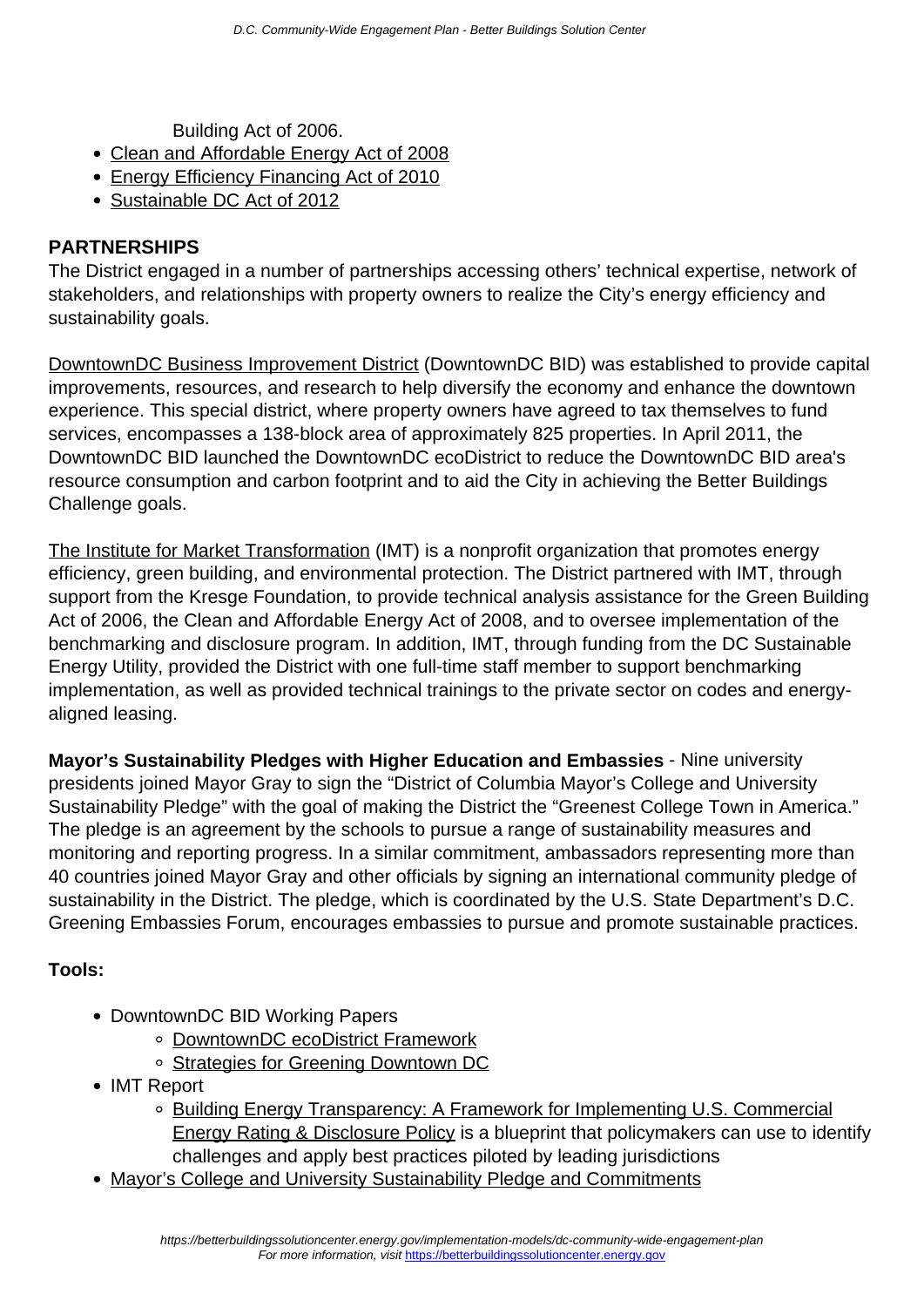Building Act of 2006.

- Clean and Affordable Energy Act of 2008
- Energy Efficiency Financing Act of 2010
- Sustainable DC Act of 2012

**PARTNERSHIPS**

The District engaged in a number of partnerships accessing others' technical expertise, network of stakeholders, and relationships with property owners to realize the City's energy efficiency and sustainability goals.

DowntownDC Business Improvement District (DowntownDC BID) was established to provide capital improvements, resources, and research to help diversify the economy and enhance the downtown experience. This special district, where property owners have agreed to tax themselves to fund services, encompasses a 138-block area of approximately 825 properties. In April 2011, the DowntownDC BID launched the DowntownDC ecoDistrict to reduce the DowntownDC BID area's resource consumption and carbon footprint and to aid the City in achieving the Better Buildings Challenge goals.

The Institute for Market Transformation (IMT) is a nonprofit organization that promotes energy efficiency, green building, and environmental protection. The District partnered with IMT, through support from the Kresge Foundation, to provide technical analysis assistance for the Green Building Act of 2006, the Clean and Affordable Energy Act of 2008, and to oversee implementation of the benchmarking and disclosure program. In addition, IMT, through funding from the DC Sustainable Energy Utility, provided the District with one full-time staff member to support benchmarking implementation, as well as provided technical trainings to the private sector on codes and energy-aligned leasing.

**Mayor's Sustainability Pledges with Higher Education and Embassies** - Nine university presidents joined Mayor Gray to sign the "District of Columbia Mayor's College and University Sustainability Pledge" with the goal of making the District the "Greenest College Town in America." The pledge is an agreement by the schools to pursue a range of sustainability measures and monitoring and reporting progress. In a similar commitment, ambassadors representing more than 40 countries joined Mayor Gray and other officials by signing an international community pledge of sustainability in the District. The pledge, which is coordinated by the U.S. State Department's D.C. Greening Embassies Forum, encourages embassies to pursue and promote sustainable practices.

**Tools:**

- DowntownDC BID Working Papers
    - DowntownDC ecoDistrict Framework
    - Strategies for Greening Downtown DC
- IMT Report
    - Building Energy Transparency: A Framework for Implementing U.S. Commercial Energy Rating & Disclosure Policy is a blueprint that policymakers can use to identify challenges and apply best practices piloted by leading jurisdictions
- Mayor's College and University Sustainability Pledge and Commitments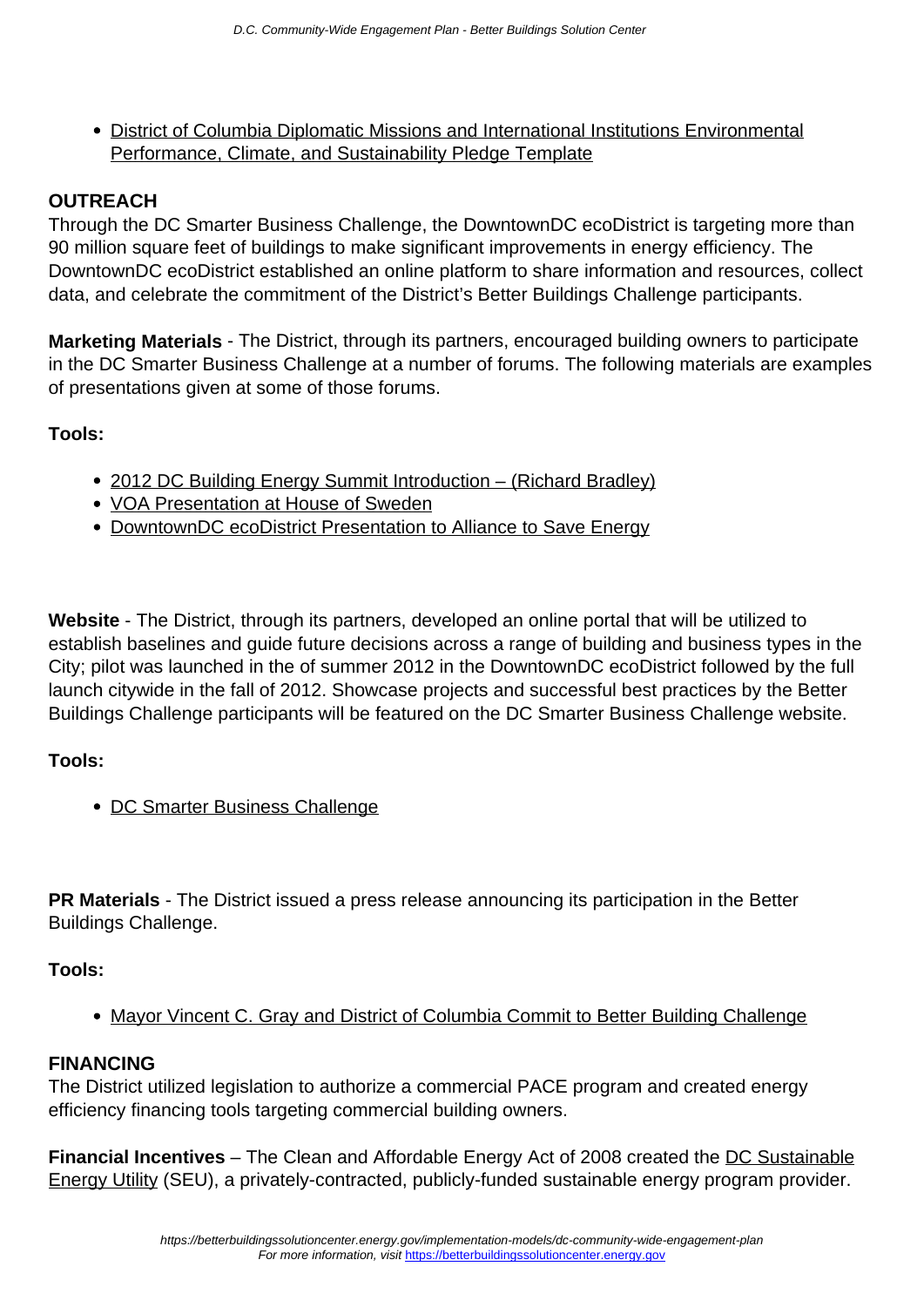- District of Columbia Diplomatic Missions and International Institutions Environmental Performance, Climate, and Sustainability Pledge Template

## OUTREACH

Through the DC Smarter Business Challenge, the DowntownDC ecoDistrict is targeting more than 90 million square feet of buildings to make significant improvements in energy efficiency. The DowntownDC ecoDistrict established an online platform to share information and resources, collect data, and celebrate the commitment of the District's Better Buildings Challenge participants.

**Marketing Materials** - The District, through its partners, encouraged building owners to participate in the DC Smarter Business Challenge at a number of forums. The following materials are examples of presentations given at some of those forums.

**Tools:**

- 2012 DC Building Energy Summit Introduction – (Richard Bradley)
- VOA Presentation at House of Sweden
- DowntownDC ecoDistrict Presentation to Alliance to Save Energy

**Website** - The District, through its partners, developed an online portal that will be utilized to establish baselines and guide future decisions across a range of building and business types in the City; pilot was launched in the of summer 2012 in the DowntownDC ecoDistrict followed by the full launch citywide in the fall of 2012. Showcase projects and successful best practices by the Better Buildings Challenge participants will be featured on the DC Smarter Business Challenge website.

**Tools:**

- DC Smarter Business Challenge

**PR Materials** - The District issued a press release announcing its participation in the Better Buildings Challenge.

**Tools:**

- Mayor Vincent C. Gray and District of Columbia Commit to Better Building Challenge

## FINANCING

The District utilized legislation to authorize a commercial PACE program and created energy efficiency financing tools targeting commercial building owners.

**Financial Incentives** – The Clean and Affordable Energy Act of 2008 created the DC Sustainable Energy Utility (SEU), a privately-contracted, publicly-funded sustainable energy program provider.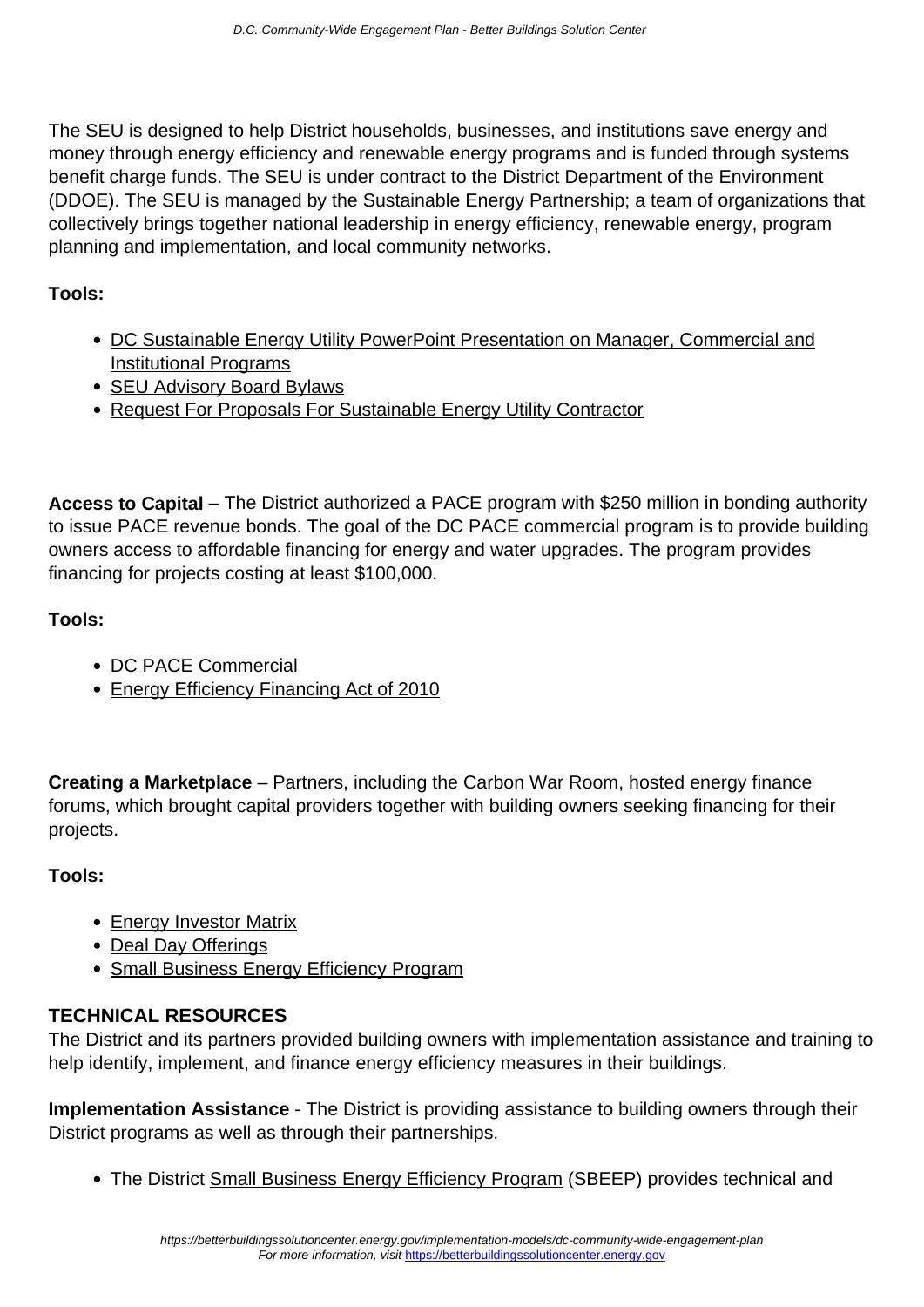The SEU is designed to help District households, businesses, and institutions save energy and money through energy efficiency and renewable energy programs and is funded through systems benefit charge funds. The SEU is under contract to the District Department of the Environment (DDOE). The SEU is managed by the Sustainable Energy Partnership; a team of organizations that collectively brings together national leadership in energy efficiency, renewable energy, program planning and implementation, and local community networks.

**Tools:**

- DC Sustainable Energy Utility PowerPoint Presentation on Manager, Commercial and Institutional Programs
- SEU Advisory Board Bylaws
- Request For Proposals For Sustainable Energy Utility Contractor

**Access to Capital** – The District authorized a PACE program with $250 million in bonding authority to issue PACE revenue bonds. The goal of the DC PACE commercial program is to provide building owners access to affordable financing for energy and water upgrades. The program provides financing for projects costing at least $100,000.

**Tools:**

- DC PACE Commercial
- Energy Efficiency Financing Act of 2010

**Creating a Marketplace** – Partners, including the Carbon War Room, hosted energy finance forums, which brought capital providers together with building owners seeking financing for their projects.

**Tools:**

- Energy Investor Matrix
- Deal Day Offerings
- Small Business Energy Efficiency Program

## TECHNICAL RESOURCES

The District and its partners provided building owners with implementation assistance and training to help identify, implement, and finance energy efficiency measures in their buildings.

**Implementation Assistance** - The District is providing assistance to building owners through their District programs as well as through their partnerships.

- The District Small Business Energy Efficiency Program (SBEEP) provides technical and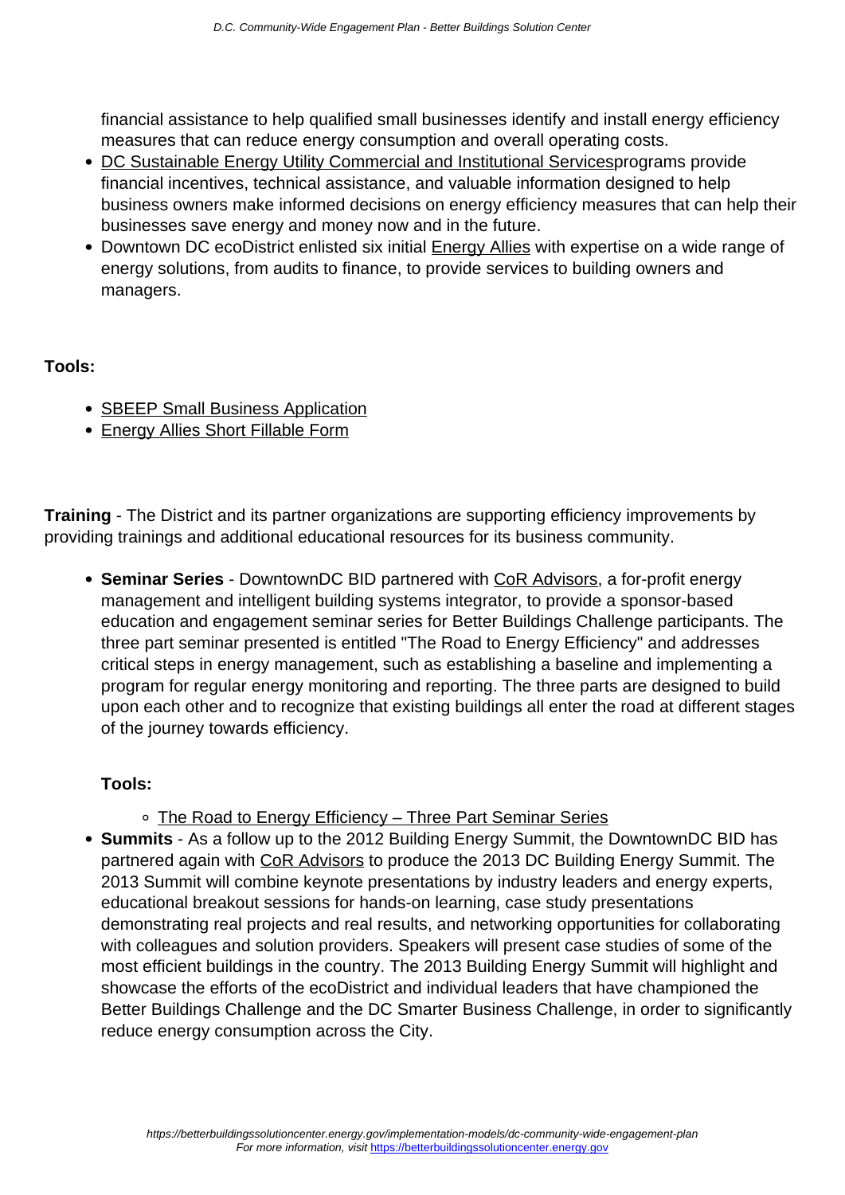financial assistance to help qualified small businesses identify and install energy efficiency measures that can reduce energy consumption and overall operating costs.

- DC Sustainable Energy Utility Commercial and Institutional Servicesprograms provide financial incentives, technical assistance, and valuable information designed to help business owners make informed decisions on energy efficiency measures that can help their businesses save energy and money now and in the future.
- Downtown DC ecoDistrict enlisted six initial Energy Allies with expertise on a wide range of energy solutions, from audits to finance, to provide services to building owners and managers.

**Tools:**

- SBEEP Small Business Application
- Energy Allies Short Fillable Form

**Training** - The District and its partner organizations are supporting efficiency improvements by providing trainings and additional educational resources for its business community.

- **Seminar Series** - DowntownDC BID partnered with CoR Advisors, a for-profit energy management and intelligent building systems integrator, to provide a sponsor-based education and engagement seminar series for Better Buildings Challenge participants. The three part seminar presented is entitled "The Road to Energy Efficiency" and addresses critical steps in energy management, such as establishing a baseline and implementing a program for regular energy monitoring and reporting. The three parts are designed to build upon each other and to recognize that existing buildings all enter the road at different stages of the journey towards efficiency.

  **Tools:**

  - The Road to Energy Efficiency – Three Part Seminar Series

- **Summits** - As a follow up to the 2012 Building Energy Summit, the DowntownDC BID has partnered again with CoR Advisors to produce the 2013 DC Building Energy Summit. The 2013 Summit will combine keynote presentations by industry leaders and energy experts, educational breakout sessions for hands-on learning, case study presentations demonstrating real projects and real results, and networking opportunities for collaborating with colleagues and solution providers. Speakers will present case studies of some of the most efficient buildings in the country. The 2013 Building Energy Summit will highlight and showcase the efforts of the ecoDistrict and individual leaders that have championed the Better Buildings Challenge and the DC Smarter Business Challenge, in order to significantly reduce energy consumption across the City.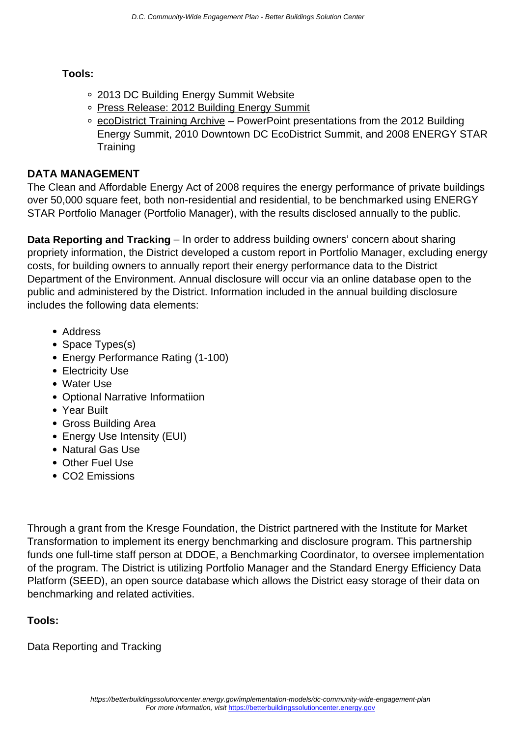**Tools:**

- 2013 DC Building Energy Summit Website
- Press Release: 2012 Building Energy Summit
- ecoDistrict Training Archive – PowerPoint presentations from the 2012 Building Energy Summit, 2010 Downtown DC EcoDistrict Summit, and 2008 ENERGY STAR Training

## DATA MANAGEMENT

The Clean and Affordable Energy Act of 2008 requires the energy performance of private buildings over 50,000 square feet, both non-residential and residential, to be benchmarked using ENERGY STAR Portfolio Manager (Portfolio Manager), with the results disclosed annually to the public.

**Data Reporting and Tracking** – In order to address building owners' concern about sharing propriety information, the District developed a custom report in Portfolio Manager, excluding energy costs, for building owners to annually report their energy performance data to the District Department of the Environment. Annual disclosure will occur via an online database open to the public and administered by the District. Information included in the annual building disclosure includes the following data elements:

- Address
- Space Types(s)
- Energy Performance Rating (1-100)
- Electricity Use
- Water Use
- Optional Narrative Informatiion
- Year Built
- Gross Building Area
- Energy Use Intensity (EUI)
- Natural Gas Use
- Other Fuel Use
- $CO_2$ Emissions

Through a grant from the Kresge Foundation, the District partnered with the Institute for Market Transformation to implement its energy benchmarking and disclosure program. This partnership funds one full-time staff person at DDOE, a Benchmarking Coordinator, to oversee implementation of the program. The District is utilizing Portfolio Manager and the Standard Energy Efficiency Data Platform (SEED), an open source database which allows the District easy storage of their data on benchmarking and related activities.

**Tools:**

Data Reporting and Tracking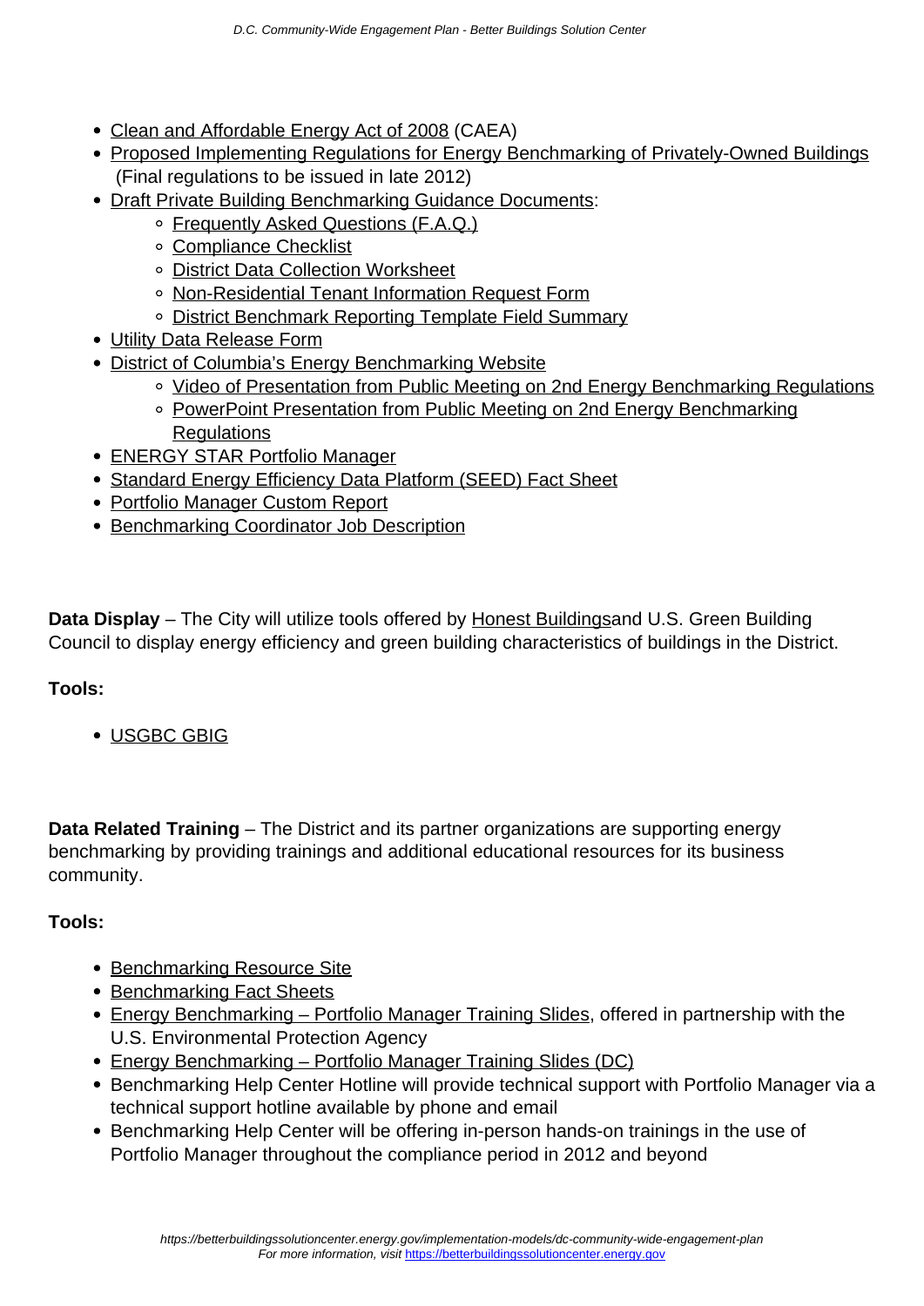- Clean and Affordable Energy Act of 2008 (CAEA)
- Proposed Implementing Regulations for Energy Benchmarking of Privately-Owned Buildings (Final regulations to be issued in late 2012)
- Draft Private Building Benchmarking Guidance Documents:
  - Frequently Asked Questions (F.A.Q.)
  - Compliance Checklist
  - District Data Collection Worksheet
  - Non-Residential Tenant Information Request Form
  - District Benchmark Reporting Template Field Summary
- Utility Data Release Form
- District of Columbia's Energy Benchmarking Website
  - Video of Presentation from Public Meeting on 2nd Energy Benchmarking Regulations
  - PowerPoint Presentation from Public Meeting on 2nd Energy Benchmarking Regulations
- ENERGY STAR Portfolio Manager
- Standard Energy Efficiency Data Platform (SEED) Fact Sheet
- Portfolio Manager Custom Report
- Benchmarking Coordinator Job Description

**Data Display** – The City will utilize tools offered by Honest Buildingsand U.S. Green Building Council to display energy efficiency and green building characteristics of buildings in the District.

**Tools:**

- USGBC GBIG

**Data Related Training** – The District and its partner organizations are supporting energy benchmarking by providing trainings and additional educational resources for its business community.

**Tools:**

- Benchmarking Resource Site
- Benchmarking Fact Sheets
- Energy Benchmarking – Portfolio Manager Training Slides, offered in partnership with the U.S. Environmental Protection Agency
- Energy Benchmarking – Portfolio Manager Training Slides (DC)
- Benchmarking Help Center Hotline will provide technical support with Portfolio Manager via a technical support hotline available by phone and email
- Benchmarking Help Center will be offering in-person hands-on trainings in the use of Portfolio Manager throughout the compliance period in 2012 and beyond